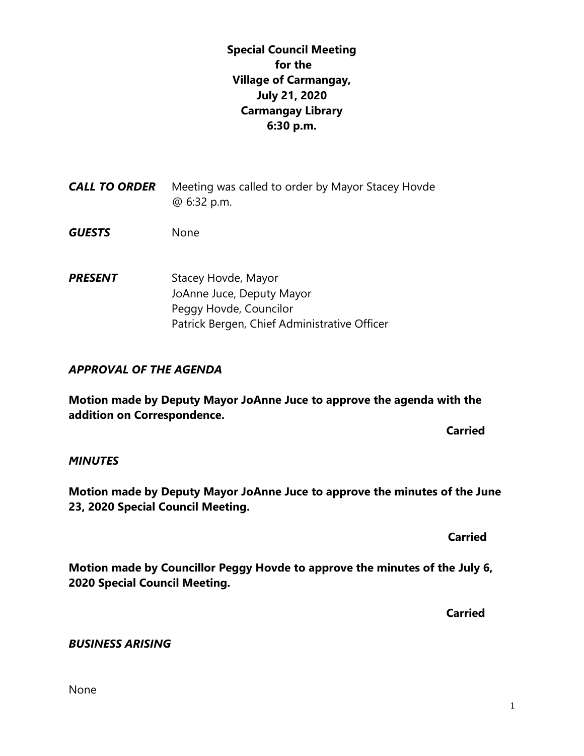**Special Council Meeting**
**for the**
**Village of Carmangay,**
**July 21, 2020**
**Carmangay Library**
**6:30 p.m.**

***CALL TO ORDER*** Meeting was called to order by Mayor Stacey Hovde @ 6:32 p.m.

***GUESTS*** None

***PRESENT*** Stacey Hovde, Mayor
JoAnne Juce, Deputy Mayor
Peggy Hovde, Councilor
Patrick Bergen, Chief Administrative Officer

***APPROVAL OF THE AGENDA***

**Motion made by Deputy Mayor JoAnne Juce to approve the agenda with the addition on Correspondence.**

**Carried**

***MINUTES***

**Motion made by Deputy Mayor JoAnne Juce to approve the minutes of the June 23, 2020 Special Council Meeting.**

**Carried**

**Motion made by Councillor Peggy Hovde to approve the minutes of the July 6, 2020 Special Council Meeting.**

**Carried**

***BUSINESS ARISING***

None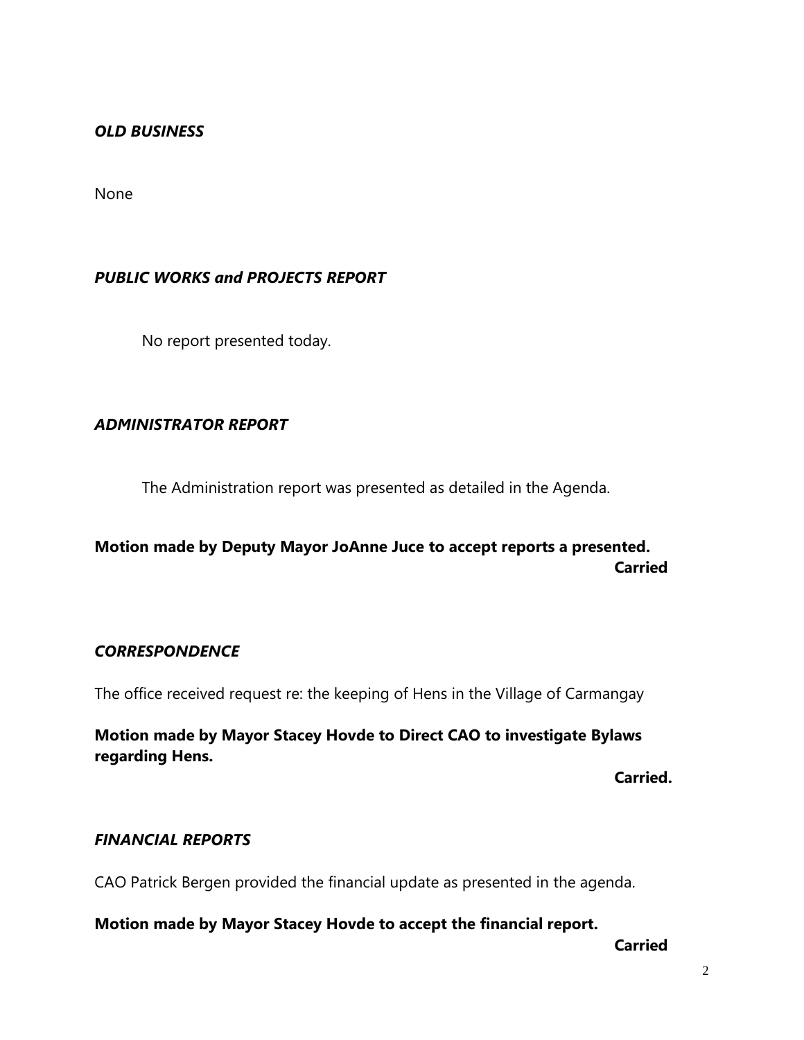## *OLD BUSINESS*

None

## *PUBLIC WORKS and PROJECTS REPORT*

No report presented today.

## *ADMINISTRATOR REPORT*

The Administration report was presented as detailed in the Agenda.

**Motion made by Deputy Mayor JoAnne Juce to accept reports a presented.**

**Carried**

## *CORRESPONDENCE*

The office received request re: the keeping of Hens in the Village of Carmangay

**Motion made by Mayor Stacey Hovde to Direct CAO to investigate Bylaws regarding Hens.**

**Carried.**

## *FINANCIAL REPORTS*

CAO Patrick Bergen provided the financial update as presented in the agenda.

**Motion made by Mayor Stacey Hovde to accept the financial report.**

**Carried**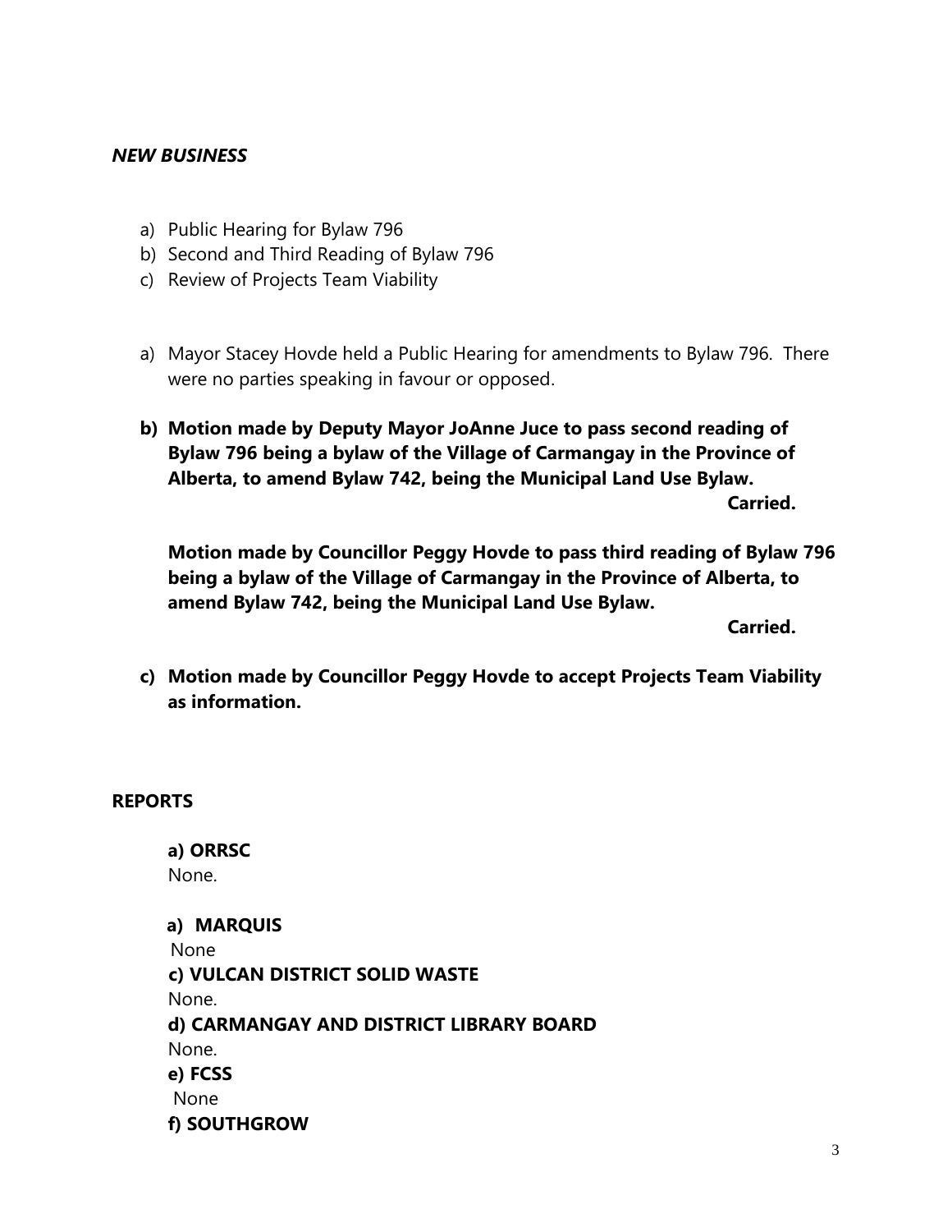***NEW BUSINESS***

a) Public Hearing for Bylaw 796
b) Second and Third Reading of Bylaw 796
c) Review of Projects Team Viability

a) Mayor Stacey Hovde held a Public Hearing for amendments to Bylaw 796. There were no parties speaking in favour or opposed.

**b) Motion made by Deputy Mayor JoAnne Juce to pass second reading of Bylaw 796 being a bylaw of the Village of Carmangay in the Province of Alberta, to amend Bylaw 742, being the Municipal Land Use Bylaw.**

**Carried.**

**Motion made by Councillor Peggy Hovde to pass third reading of Bylaw 796 being a bylaw of the Village of Carmangay in the Province of Alberta, to amend Bylaw 742, being the Municipal Land Use Bylaw.**

**Carried.**

**c) Motion made by Councillor Peggy Hovde to accept Projects Team Viability as information.**

**REPORTS**

**a) ORRSC**
None.

**a) MARQUIS**
None

**c) VULCAN DISTRICT SOLID WASTE**
None.

**d) CARMANGAY AND DISTRICT LIBRARY BOARD**
None.

**e) FCSS**
None

**f) SOUTHGROW**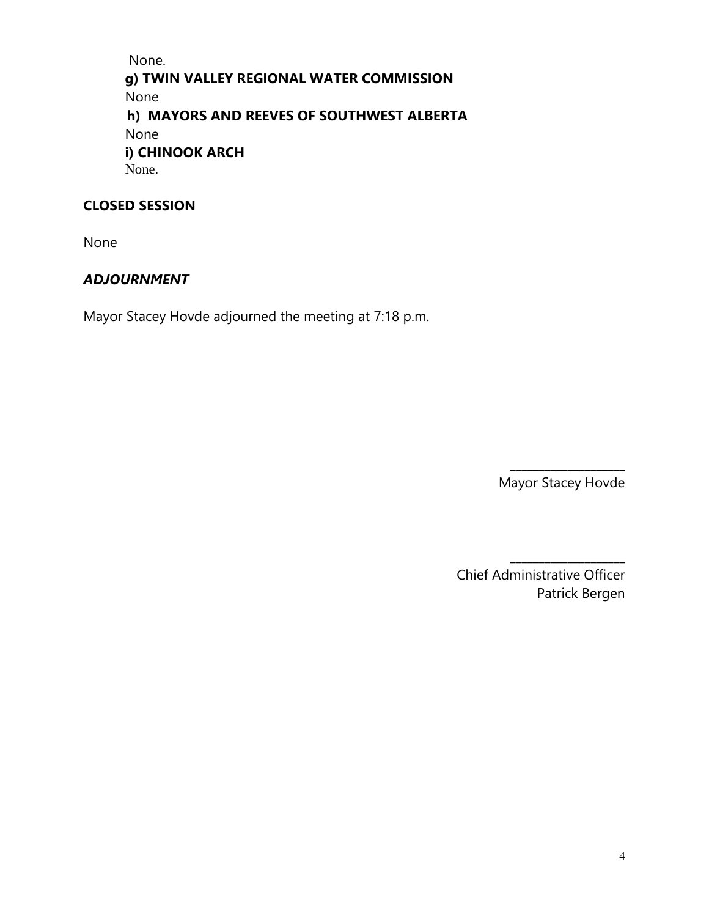None.

**g) TWIN VALLEY REGIONAL WATER COMMISSION**

None

**h) MAYORS AND REEVES OF SOUTHWEST ALBERTA**

None

**i) CHINOOK ARCH**

None.

**CLOSED SESSION**

None

***ADJOURNMENT***

Mayor Stacey Hovde adjourned the meeting at 7:18 p.m.

\_\_\_\_\_\_\_\_\_\_\_\_\_\_\_\_\_\_\_\_

Mayor Stacey Hovde

\_\_\_\_\_\_\_\_\_\_\_\_\_\_\_\_\_\_\_\_

Chief Administrative Officer

Patrick Bergen